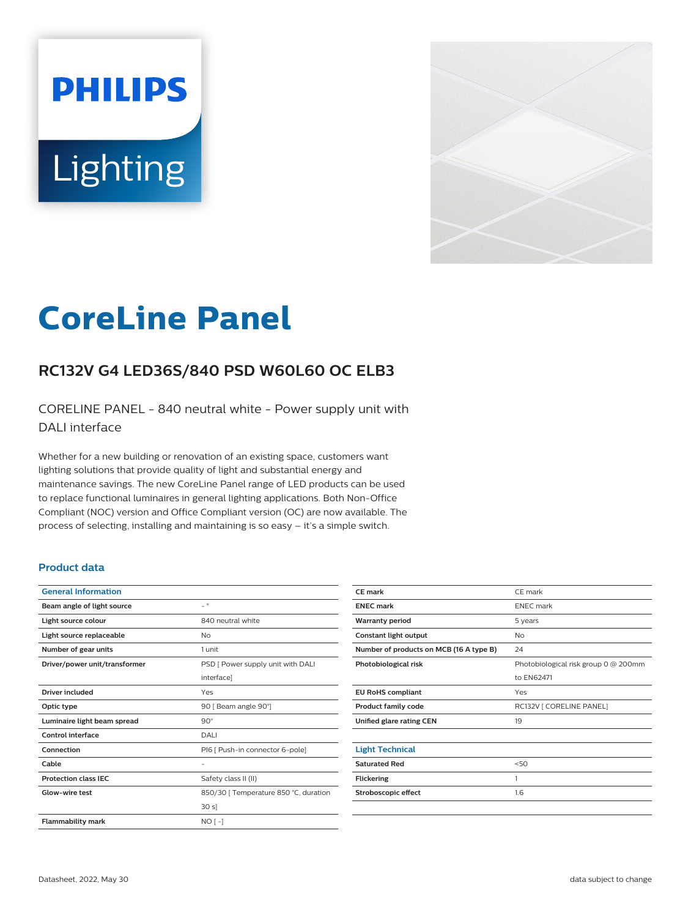# CoreLine Panel

## RC132V G4 LED36S/840 PSD W60L60 OC ELB3

CORELINE PANEL - 840 neutral white - Power supply unit with DALI interface

Whether for a new building or renovation of an existing space, customers want lighting solutions that provide quality of light and substantial energy and maintenance savings. The new CoreLine Panel range of LED products can be used to replace functional luminaires in general lighting applications. Both Non-Office Compliant (NOC) version and Office Compliant version (OC) are now available. The process of selecting, installing and maintaining is so easy – it's a simple switch.

### Product data

| General Information | |
|---|---|
| **Beam angle of light source** | - ° |
| **Light source colour** | 840 neutral white |
| **Light source replaceable** | No |
| **Number of gear units** | 1 unit |
| **Driver/power unit/transformer** | PSD [ Power supply unit with DALI interface] |
| **Driver included** | Yes |
| **Optic type** | 90 [ Beam angle 90°] |
| **Luminaire light beam spread** | 90° |
| **Control interface** | DALI |
| **Connection** | PI6 [ Push-in connector 6-pole] |
| **Cable** | - |
| **Protection class IEC** | Safety class II (II) |
| **Glow-wire test** | 850/30 [ Temperature 850 °C, duration 30 s] |
| **Flammability mark** | NO [ -] |
| **CE mark** | CE mark |
| **ENEC mark** | ENEC mark |
| **Warranty period** | 5 years |
| **Constant light output** | No |
| **Number of products on MCB (16 A type B)** | 24 |
| **Photobiological risk** | Photobiological risk group 0 @ 200mm to EN62471 |
| **EU RoHS compliant** | Yes |
| **Product family code** | RC132V [ CORELINE PANEL] |
| **Unified glare rating CEN** | 19 |

| Light Technical | |
|---|---|
| **Saturated Red** | <50 |
| **Flickering** | 1 |
| **Stroboscopic effect** | 1.6 |

Datasheet, 2022, May 30

data subject to change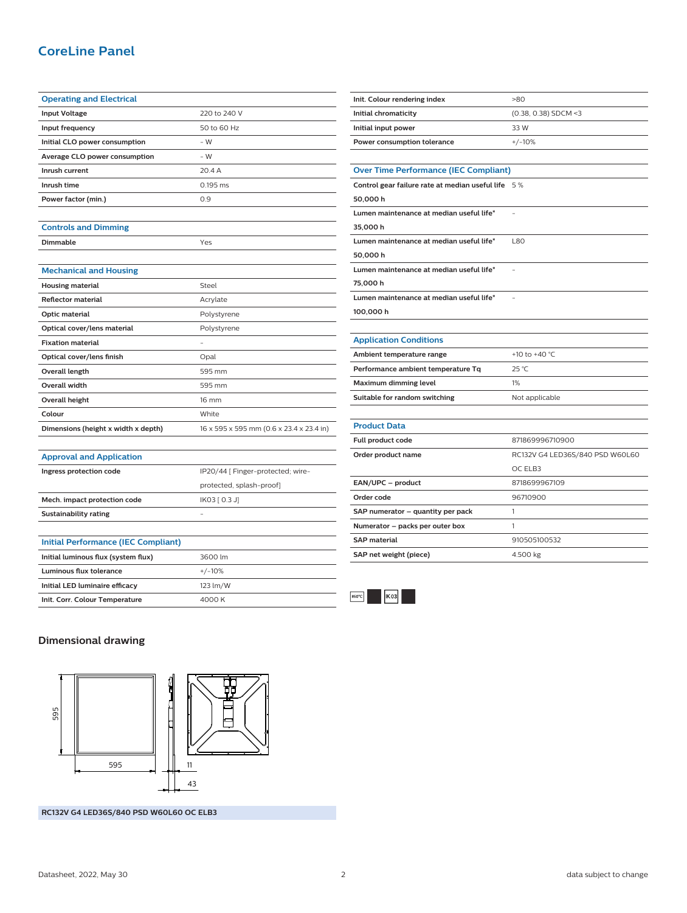# CoreLine Panel

| Operating and Electrical | |
|---|---|
| Input Voltage | 220 to 240 V |
| Input frequency | 50 to 60 Hz |
| Initial CLO power consumption | - W |
| Average CLO power consumption | - W |
| Inrush current | 20.4 A |
| Inrush time | 0.195 ms |
| Power factor (min.) | 0.9 |

| Controls and Dimming | |
|---|---|
| Dimmable | Yes |

| Mechanical and Housing | |
|---|---|
| Housing material | Steel |
| Reflector material | Acrylate |
| Optic material | Polystyrene |
| Optical cover/lens material | Polystyrene |
| Fixation material | - |
| Optical cover/lens finish | Opal |
| Overall length | 595 mm |
| Overall width | 595 mm |
| Overall height | 16 mm |
| Colour | White |
| Dimensions (height x width x depth) | 16 x 595 x 595 mm (0.6 x 23.4 x 23.4 in) |

| Approval and Application | |
|---|---|
| Ingress protection code | IP20/44 [ Finger-protected; wire-protected, splash-proof] |
| Mech. impact protection code | IK03 [ 0.3 J] |
| Sustainability rating | - |

| Initial Performance (IEC Compliant) | |
|---|---|
| Initial luminous flux (system flux) | 3600 lm |
| Luminous flux tolerance | +/-10% |
| Initial LED luminaire efficacy | 123 lm/W |
| Init. Corr. Colour Temperature | 4000 K |
| Init. Colour rendering index | >80 |
| Initial chromaticity | (0.38, 0.38) SDCM <3 |
| Initial input power | 33 W |
| Power consumption tolerance | +/-10% |

| Over Time Performance (IEC Compliant) | |
|---|---|
| Control gear failure rate at median useful life 50,000 h | 5 % |
| Lumen maintenance at median useful life* 35,000 h | - |
| Lumen maintenance at median useful life* 50,000 h | L80 |
| Lumen maintenance at median useful life* 75,000 h | - |
| Lumen maintenance at median useful life* 100,000 h | - |

| Application Conditions | |
|---|---|
| Ambient temperature range | +10 to +40 °C |
| Performance ambient temperature Tq | 25 °C |
| Maximum dimming level | 1% |
| Suitable for random switching | Not applicable |

| Product Data | |
|---|---|
| Full product code | 871869996710900 |
| Order product name | RC132V G4 LED36S/840 PSD W60L60 OC ELB3 |
| EAN/UPC – product | 8718699967109 |
| Order code | 96710900 |
| SAP numerator – quantity per pack | 1 |
| Numerator – packs per outer box | 1 |
| SAP material | 910505100532 |
| SAP net weight (piece) | 4.500 kg |

## Dimensional drawing

595

595

11

43

**RC132V G4 LED36S/840 PSD W60L60 OC ELB3**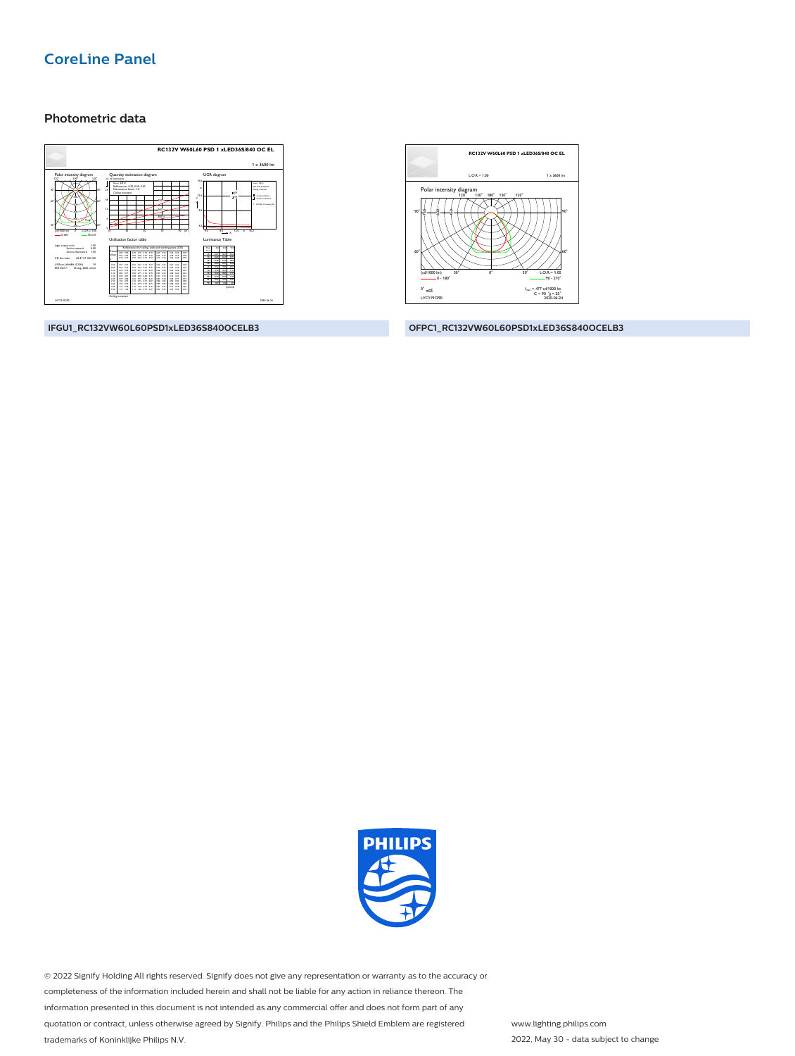## CoreLine Panel

### Photometric data

RC132V W60L60 PSD 1 xLED36S/840 OC EL

1 x 3600 lm

Polar intensity diagram

Quantity estimation diagram

UGR diagram

Utilization factor table

Luminance Table

LVC1191290

2020-06-24

IFGU1_RC132VW60L60PSD1xLED36S840OCELB3

RC132V W60L60 PSD 1 xLED36S/840 OC EL

L.O.R.= 1.00

1 x 3600 lm

Polar intensity diagram

120° 150° 180° 150° 120°

90° 90°

60° 60°

(cd/1000 lm) 30° 0° 30° L.O.R.= 1.00

0 - 180°

90 - 270°

$I_{max}$ = 477 cd/1000 lm

C = 90 γ = 20°

LVC1191290

2020-06-24

OFPC1_RC132VW60L60PSD1xLED36S840OCELB3

© 2022 Signify Holding All rights reserved. Signify does not give any representation or warranty as to the accuracy or completeness of the information included herein and shall not be liable for any action in reliance thereon. The information presented in this document is not intended as any commercial offer and does not form part of any quotation or contract, unless otherwise agreed by Signify. Philips and the Philips Shield Emblem are registered trademarks of Koninklijke Philips N.V.

www.lighting.philips.com

2022, May 30 - data subject to change